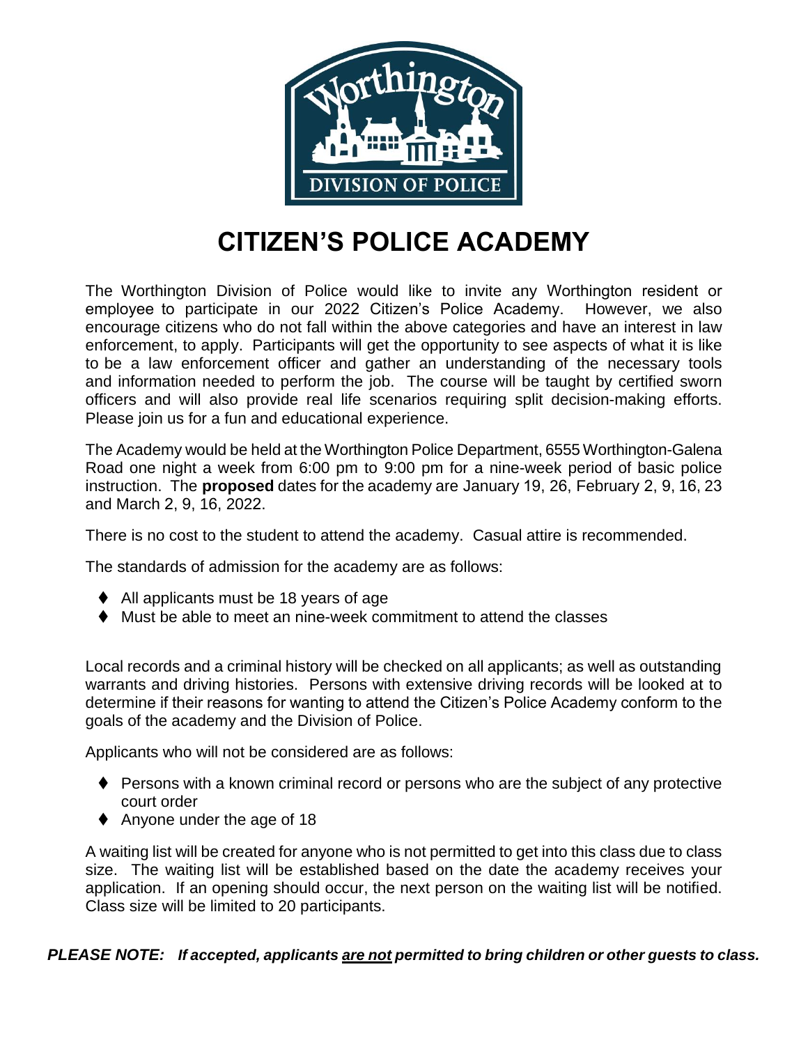# CITIZEN'S POLICE ACADEMY

The Worthington Division of Police would like to invite any Worthington resident or employee to participate in our 2022 Citizen's Police Academy. However, we also encourage citizens who do not fall within the above categories and have an interest in law enforcement, to apply. Participants will get the opportunity to see aspects of what it is like to be a law enforcement officer and gather an understanding of the necessary tools and information needed to perform the job. The course will be taught by certified sworn officers and will also provide real life scenarios requiring split decision-making efforts. Please join us for a fun and educational experience.

The Academy would be held at the Worthington Police Department, 6555 Worthington-Galena Road one night a week from 6:00 pm to 9:00 pm for a nine-week period of basic police instruction. The **proposed** dates for the academy are January 19, 26, February 2, 9, 16, 23 and March 2, 9, 16, 2022.

There is no cost to the student to attend the academy. Casual attire is recommended.

The standards of admission for the academy are as follows:

- All applicants must be 18 years of age
- Must be able to meet an nine-week commitment to attend the classes

Local records and a criminal history will be checked on all applicants; as well as outstanding warrants and driving histories. Persons with extensive driving records will be looked at to determine if their reasons for wanting to attend the Citizen's Police Academy conform to the goals of the academy and the Division of Police.

Applicants who will not be considered are as follows:

- Persons with a known criminal record or persons who are the subject of any protective court order
- Anyone under the age of 18

A waiting list will be created for anyone who is not permitted to get into this class due to class size. The waiting list will be established based on the date the academy receives your application. If an opening should occur, the next person on the waiting list will be notified. Class size will be limited to 20 participants.

***PLEASE NOTE: If accepted, applicants <u>are not</u> permitted to bring children or other guests to class.***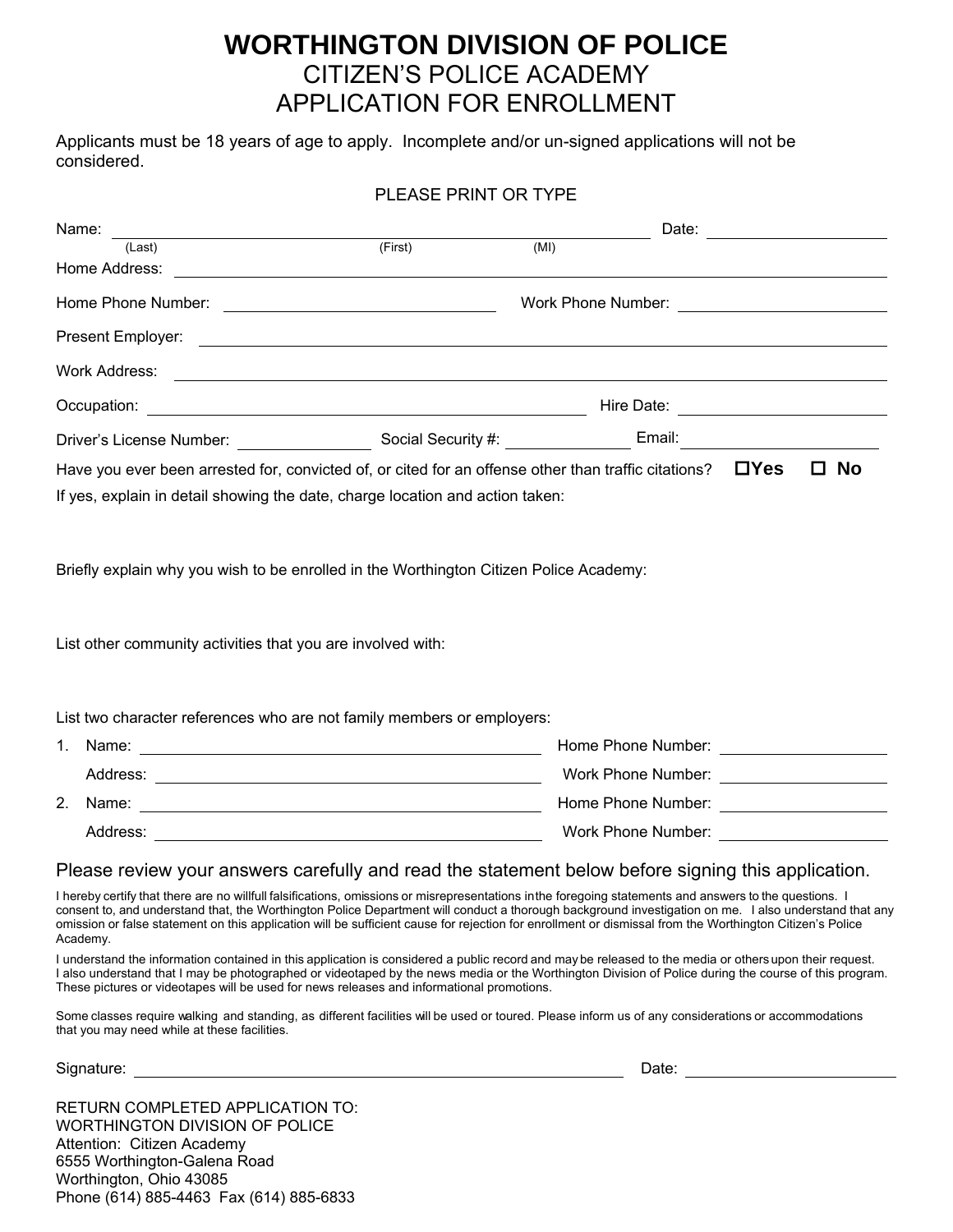# WORTHINGTON DIVISION OF POLICE

## CITIZEN'S POLICE ACADEMY

## APPLICATION FOR ENROLLMENT

Applicants must be 18 years of age to apply. Incomplete and/or un-signed applications will not be considered.

PLEASE PRINT OR TYPE

Name: ______________________________________________ Date: ______________
(Last) (First) (MI)

Home Address: ______________________________________________

Home Phone Number: ______________________ Work Phone Number: ______________________

Present Employer: ______________________________________________

Work Address: ______________________________________________

Occupation: ______________________________ Hire Date: ______________________

Driver's License Number: ______________ Social Security #: ______________ Email: ______________

Have you ever been arrested for, convicted of, or cited for an offense other than traffic citations? ☐ **Yes** ☐ **No**

If yes, explain in detail showing the date, charge location and action taken:

Briefly explain why you wish to be enrolled in the Worthington Citizen Police Academy:

List other community activities that you are involved with:

List two character references who are not family members or employers:

1. Name: ______________________________ Home Phone Number: ______________
   Address: ______________________________ Work Phone Number: ______________
2. Name: ______________________________ Home Phone Number: ______________
   Address: ______________________________ Work Phone Number: ______________

Please review your answers carefully and read the statement below before signing this application.

I hereby certify that there are no willfull falsifications, omissions or misrepresentations inthe foregoing statements and answers to the questions. I consent to, and understand that, the Worthington Police Department will conduct a thorough background investigation on me. I also understand that any omission or false statement on this application will be sufficient cause for rejection for enrollment or dismissal from the Worthington Citizen's Police Academy.

I understand the information contained in this application is considered a public record and may be released to the media or others upon their request. I also understand that I may be photographed or videotaped by the news media or the Worthington Division of Police during the course of this program. These pictures or videotapes will be used for news releases and informational promotions.

Some classes require walking and standing, as different facilities will be used or toured. Please inform us of any considerations or accommodations that you may need while at these facilities.

Signature: ______________________________________________ Date: ______________________

RETURN COMPLETED APPLICATION TO:
WORTHINGTON DIVISION OF POLICE
Attention: Citizen Academy
6555 Worthington-Galena Road
Worthington, Ohio 43085
Phone (614) 885-4463 Fax (614) 885-6833